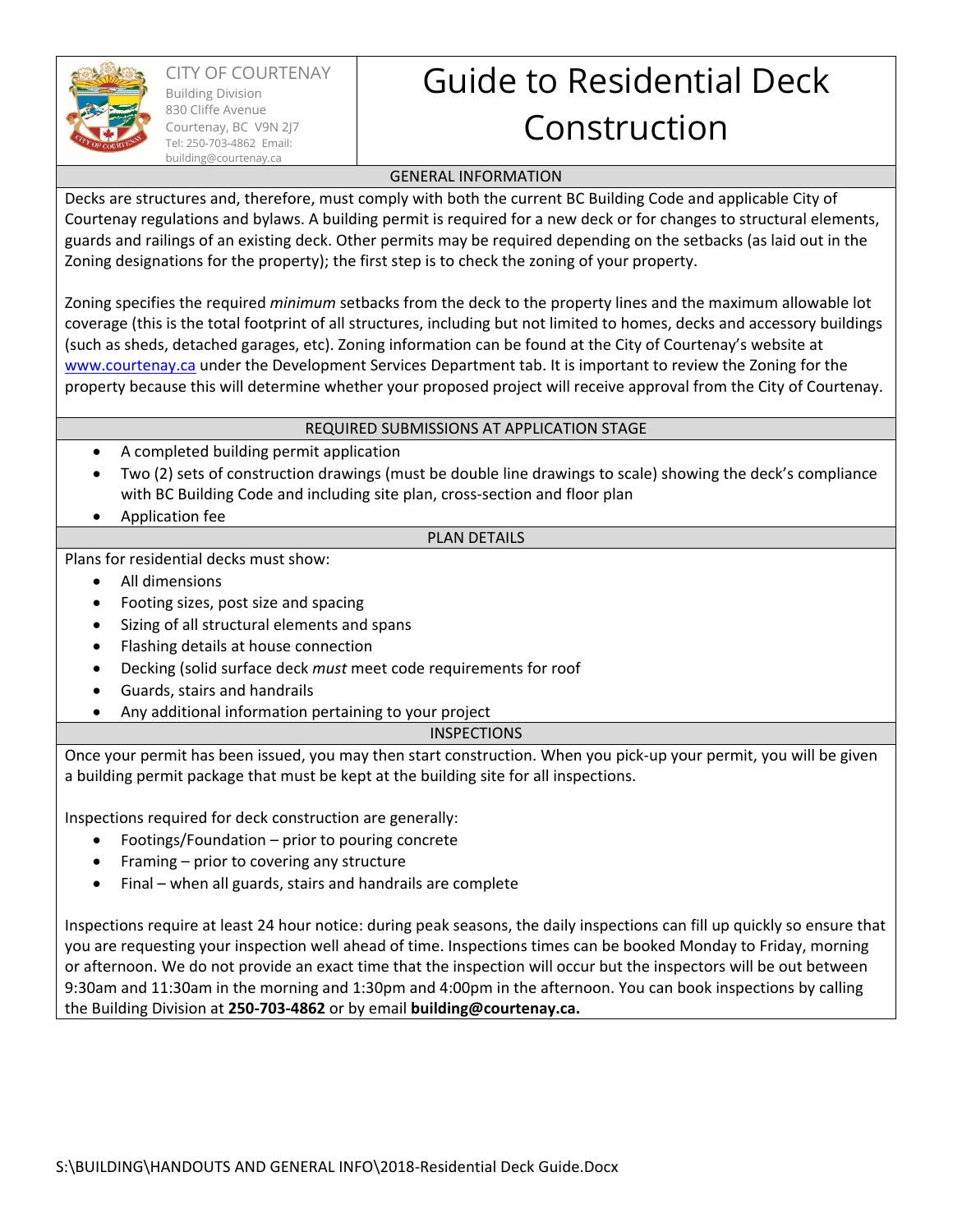CITY OF COURTENAY
Building Division
830 Cliffe Avenue
Courtenay, BC V9N 2J7
Tel: 250-703-4862 Email: building@courtenay.ca

# Guide to Residential Deck Construction

## GENERAL INFORMATION

Decks are structures and, therefore, must comply with both the current BC Building Code and applicable City of Courtenay regulations and bylaws. A building permit is required for a new deck or for changes to structural elements, guards and railings of an existing deck. Other permits may be required depending on the setbacks (as laid out in the Zoning designations for the property); the first step is to check the zoning of your property.

Zoning specifies the required *minimum* setbacks from the deck to the property lines and the maximum allowable lot coverage (this is the total footprint of all structures, including but not limited to homes, decks and accessory buildings (such as sheds, detached garages, etc). Zoning information can be found at the City of Courtenay's website at www.courtenay.ca under the Development Services Department tab. It is important to review the Zoning for the property because this will determine whether your proposed project will receive approval from the City of Courtenay.

## REQUIRED SUBMISSIONS AT APPLICATION STAGE

- A completed building permit application
- Two (2) sets of construction drawings (must be double line drawings to scale) showing the deck's compliance with BC Building Code and including site plan, cross-section and floor plan
- Application fee

## PLAN DETAILS

Plans for residential decks must show:

- All dimensions
- Footing sizes, post size and spacing
- Sizing of all structural elements and spans
- Flashing details at house connection
- Decking (solid surface deck *must* meet code requirements for roof
- Guards, stairs and handrails
- Any additional information pertaining to your project

## INSPECTIONS

Once your permit has been issued, you may then start construction. When you pick-up your permit, you will be given a building permit package that must be kept at the building site for all inspections.

Inspections required for deck construction are generally:

- Footings/Foundation – prior to pouring concrete
- Framing – prior to covering any structure
- Final – when all guards, stairs and handrails are complete

Inspections require at least 24 hour notice: during peak seasons, the daily inspections can fill up quickly so ensure that you are requesting your inspection well ahead of time. Inspections times can be booked Monday to Friday, morning or afternoon. We do not provide an exact time that the inspection will occur but the inspectors will be out between 9:30am and 11:30am in the morning and 1:30pm and 4:00pm in the afternoon. You can book inspections by calling the Building Division at **250-703-4862** or by email **building@courtenay.ca.**

S:\BUILDING\HANDOUTS AND GENERAL INFO\2018-Residential Deck Guide.Docx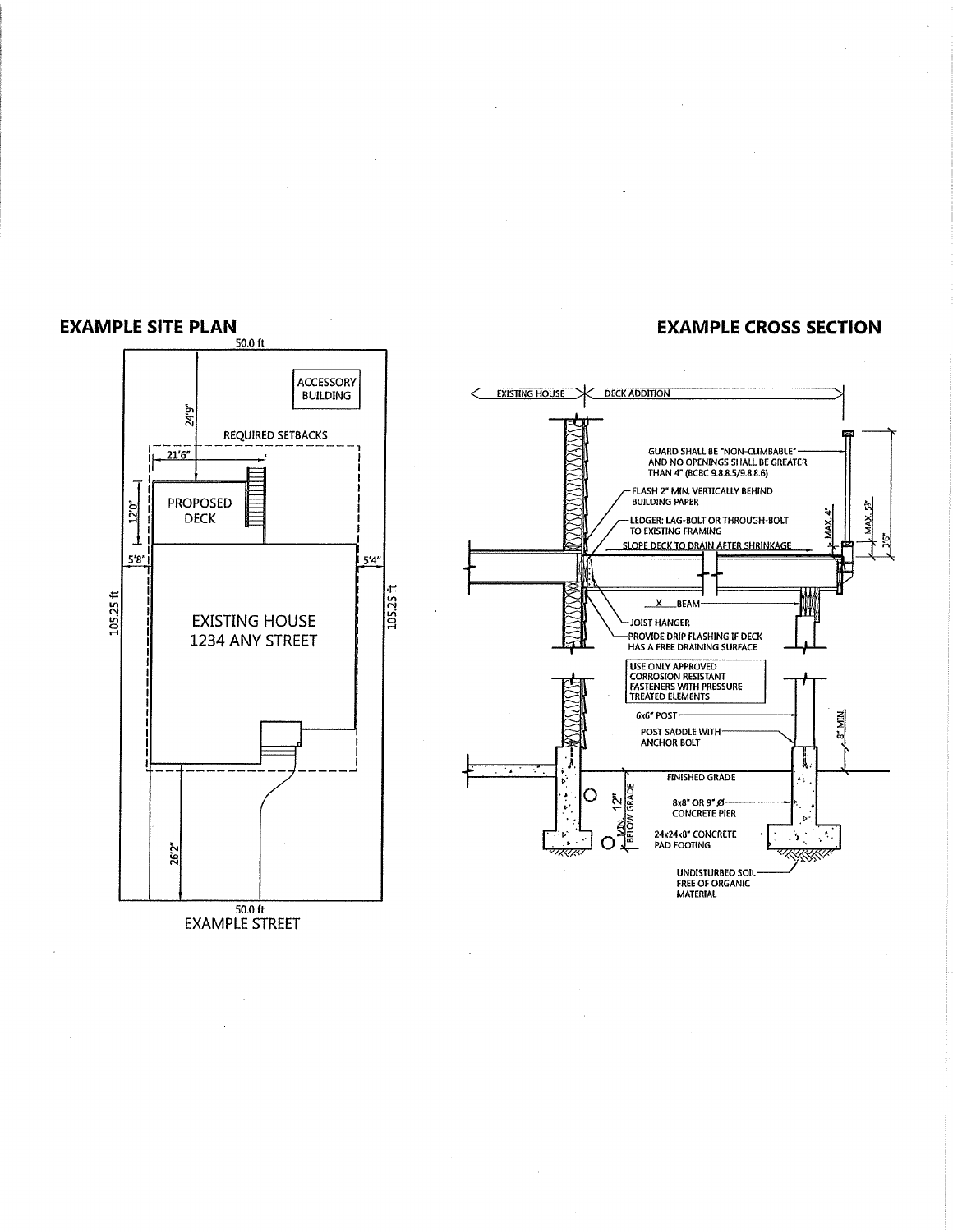## EXAMPLE SITE PLAN

50.0 ft

ACCESSORY BUILDING

24'9"

REQUIRED SETBACKS

21'6"

12'0"

PROPOSED DECK

5'8"

5'4"

105.25 ft

EXISTING HOUSE
1234 ANY STREET

105.25 ft

26'2"

50.0 ft

EXAMPLE STREET

## EXAMPLE CROSS SECTION

EXISTING HOUSE

DECK ADDITION

GUARD SHALL BE "NON-CLIMBABLE" AND NO OPENINGS SHALL BE GREATER THAN 4" (BCBC 9.8.8.5/9.8.8.6)

FLASH 2" MIN. VERTICALLY BEHIND BUILDING PAPER

LEDGER: LAG-BOLT OR THROUGH-BOLT TO EXISTING FRAMING

SLOPE DECK TO DRAIN AFTER SHRINKAGE

MAX. 4"

MAX. 5"

3'6"

X BEAM

JOIST HANGER

PROVIDE DRIP FLASHING IF DECK HAS A FREE DRAINING SURFACE

USE ONLY APPROVED CORROSION RESISTANT FASTENERS WITH PRESSURE TREATED ELEMENTS

6x6" POST

POST SADDLE WITH ANCHOR BOLT

8" MIN

FINISHED GRADE

MIN. 12" BELOW GRADE

8x8" OR 9" Ø CONCRETE PIER

24x24x8" CONCRETE PAD FOOTING

UNDISTURBED SOIL FREE OF ORGANIC MATERIAL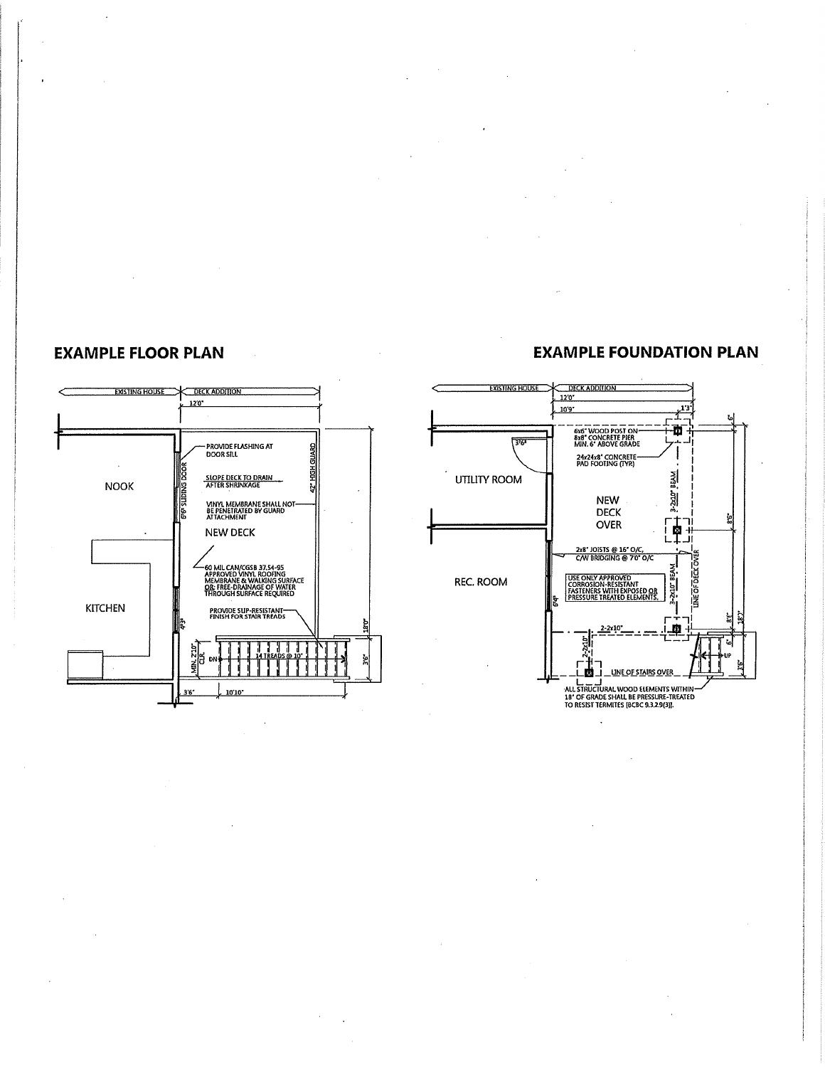## EXAMPLE FLOOR PLAN

EXISTING HOUSE

DECK ADDITION

12'0"

NOOK

KITCHEN

NEW DECK

6'6" SLIDING DOOR

PROVIDE FLASHING AT DOOR SILL

SLOPE DECK TO DRAIN AFTER SHRINKAGE

VINYL MEMBRANE SHALL NOT BE PENETRATED BY GUARD ATTACHMENT

42" HIGH GUARD

60 MIL CAN/CGSB 37.54-95 APPROVED VINYL ROOFING MEMBRANE & WALKING SURFACE OR: FREE-DRAINAGE OF WATER THROUGH SURFACE REQUIRED

PROVIDE SLIP-RESISTANT FINISH FOR STAIR TREADS

4'3"

MIN. 2'10" CLR.

DN

14 TREADS @ 10"

18'0"

3'6"

3'6"

10'10"

## EXAMPLE FOUNDATION PLAN

EXISTING HOUSE

DECK ADDITION

12'0"

10'9"

1'3"

UTILITY ROOM

3'6"

REC. ROOM

NEW DECK OVER

6x6" WOOD POST ON 8x8" CONCRETE PIER MIN. 6" ABOVE GRADE

24x24x8" CONCRETE PAD FOOTING (TYP.)

3-2x10" BEAM

2x8" JOISTS @ 16" O/C, C/W BRIDGING @ 7'0" O/C

USE ONLY APPROVED CORROSION-RESISTANT FASTENERS WITH EXPOSED OR PRESSURE TREATED ELEMENTS.

3-2x10" BEAM

LINE OF DECK OVER

2-2x10"

2-2x10"

LINE OF STAIRS OVER

UP

6'4"

6"

8'6"

8'3"

18'7"

6"

3'6"

ALL STRUCTURAL WOOD ELEMENTS WITHIN 18" OF GRADE SHALL BE PRESSURE-TREATED TO RESIST TERMITES [BCBC 9.3.2.9(3)].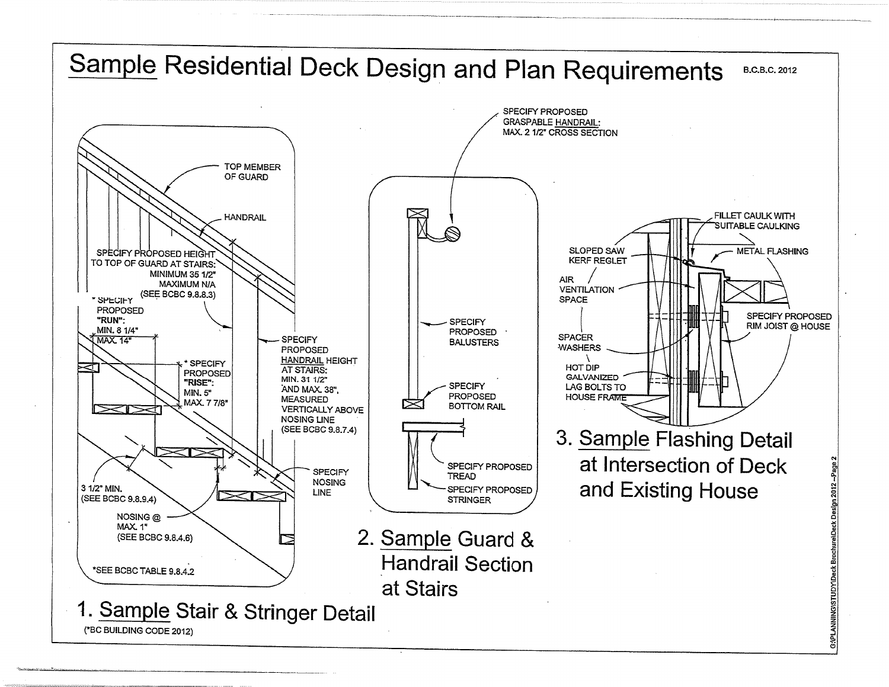# Sample Residential Deck Design and Plan Requirements

B.C.B.C. 2012

TOP MEMBER OF GUARD

HANDRAIL

SPECIFY PROPOSED HEIGHT TO TOP OF GUARD AT STAIRS: MINIMUM 35 1/2" MAXIMUM N/A (SEE BCBC 9.8.8.3)

* SPECIFY PROPOSED "RUN": MIN. 8 1/4" MAX. 14"

* SPECIFY PROPOSED "RISE": MIN. 5" MAX. 7 7/8"

SPECIFY PROPOSED HANDRAIL HEIGHT AT STAIRS: MIN. 31 1/2" AND MAX. 38", MEASURED VERTICALLY ABOVE NOSING LINE (SEE BCBC 9.8.7.4)

3 1/2" MIN. (SEE BCBC 9.8.9.4)

NOSING @ MAX. 1" (SEE BCBC 9.8.4.6)

SPECIFY NOSING LINE

*SEE BCBC TABLE 9.8.4.2

## 1. Sample Stair & Stringer Detail

(*BC BUILDING CODE 2012)

SPECIFY PROPOSED GRASPABLE HANDRAIL: MAX. 2 1/2" CROSS SECTION

SPECIFY PROPOSED BALUSTERS

SPECIFY PROPOSED BOTTOM RAIL

SPECIFY PROPOSED TREAD

SPECIFY PROPOSED STRINGER

## 2. Sample Guard & Handrail Section at Stairs

FILLET CAULK WITH SUITABLE CAULKING

SLOPED SAW KERF REGLET

METAL FLASHING

AIR VENTILATION SPACE

SPECIFY PROPOSED RIM JOIST @ HOUSE

SPACER WASHERS

HOT DIP GALVANIZED LAG BOLTS TO HOUSE FRAME

## 3. Sample Flashing Detail at Intersection of Deck and Existing House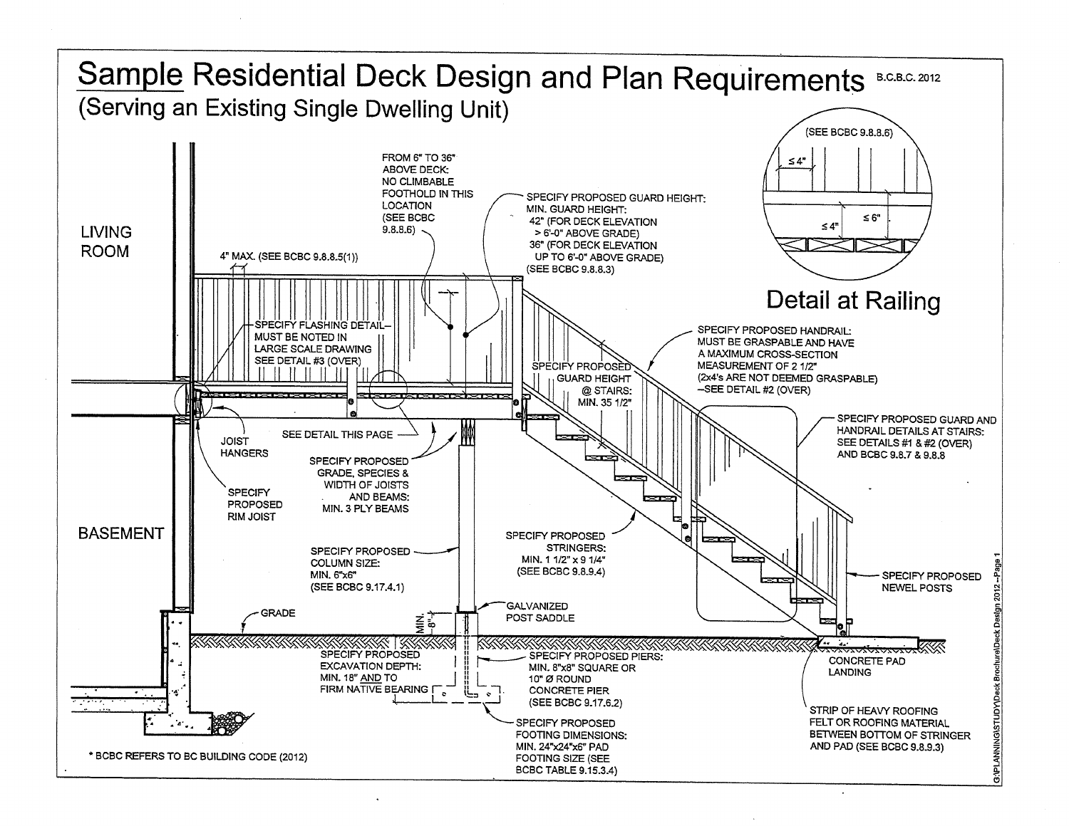# Sample Residential Deck Design and Plan Requirements

B.C.B.C. 2012

## (Serving an Existing Single Dwelling Unit)

LIVING ROOM

BASEMENT

4" MAX. (SEE BCBC 9.8.8.5(1))

FROM 6" TO 36" ABOVE DECK: NO CLIMBABLE FOOTHOLD IN THIS LOCATION (SEE BCBC 9.8.8.6)

SPECIFY PROPOSED GUARD HEIGHT: MIN. GUARD HEIGHT: 42" (FOR DECK ELEVATION > 6'-0" ABOVE GRADE) 36" (FOR DECK ELEVATION UP TO 6'-0" ABOVE GRADE) (SEE BCBC 9.8.8.3)

SPECIFY FLASHING DETAIL—MUST BE NOTED IN LARGE SCALE DRAWING SEE DETAIL #3 (OVER)

SPECIFY PROPOSED GUARD HEIGHT @ STAIRS: MIN. 35 1/2"

SPECIFY PROPOSED HANDRAIL: MUST BE GRASPABLE AND HAVE A MAXIMUM CROSS-SECTION MEASUREMENT OF 2 1/2" (2x4's ARE NOT DEEMED GRASPABLE) —SEE DETAIL #2 (OVER)

JOIST HANGERS

SEE DETAIL THIS PAGE

SPECIFY PROPOSED RIM JOIST

SPECIFY PROPOSED GRADE, SPECIES & WIDTH OF JOISTS AND BEAMS: MIN. 3 PLY BEAMS

SPECIFY PROPOSED GUARD AND HANDRAIL DETAILS AT STAIRS: SEE DETAILS #1 & #2 (OVER) AND BCBC 9.8.7 & 9.8.8

SPECIFY PROPOSED STRINGERS: MIN. 1 1/2" x 9 1/4" (SEE BCBC 9.8.9.4)

SPECIFY PROPOSED COLUMN SIZE: MIN. 6"x6" (SEE BCBC 9.17.4.1)

GALVANIZED POST SADDLE

MIN. 8"

SPECIFY PROPOSED NEWEL POSTS

GRADE

SPECIFY PROPOSED EXCAVATION DEPTH: MIN. 18" AND TO FIRM NATIVE BEARING

SPECIFY PROPOSED PIERS: MIN. 8"x8" SQUARE OR 10" Ø ROUND CONCRETE PIER (SEE BCBC 9.17.6.2)

CONCRETE PAD LANDING

SPECIFY PROPOSED FOOTING DIMENSIONS: MIN. 24"x24"x6" PAD FOOTING SIZE (SEE BCBC TABLE 9.15.3.4)

STRIP OF HEAVY ROOFING FELT OR ROOFING MATERIAL BETWEEN BOTTOM OF STRINGER AND PAD (SEE BCBC 9.8.9.3)

### Detail at Railing

(SEE BCBC 9.8.8.6)

≤ 4"

≤ 6"

≤ 4"

\* BCBC REFERS TO BC BUILDING CODE (2012)

G:\PLANNING\STUDY\Deck Brochure\Deck Design 2012 - Page 1